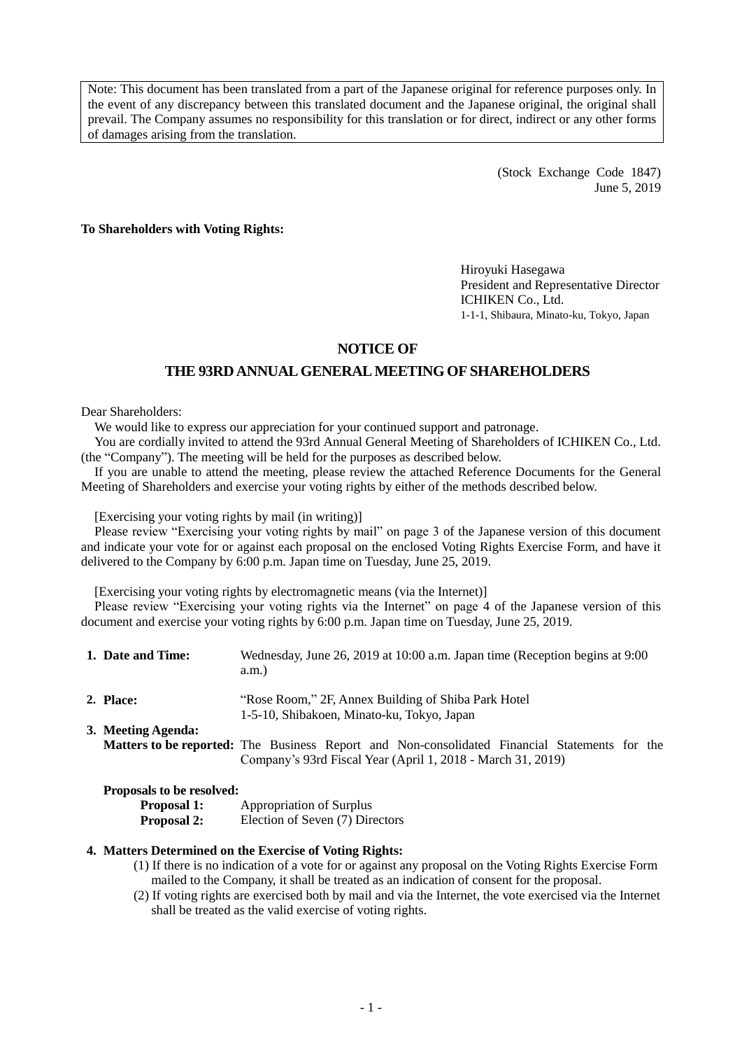Note: This document has been translated from a part of the Japanese original for reference purposes only. In the event of any discrepancy between this translated document and the Japanese original, the original shall prevail. The Company assumes no responsibility for this translation or for direct, indirect or any other forms of damages arising from the translation.

(Stock Exchange Code 1847)
June 5, 2019

**To Shareholders with Voting Rights:**

Hiroyuki Hasegawa
President and Representative Director
ICHIKEN Co., Ltd.
1-1-1, Shibaura, Minato-ku, Tokyo, Japan

# NOTICE OF THE 93RD ANNUAL GENERAL MEETING OF SHAREHOLDERS

Dear Shareholders:

We would like to express our appreciation for your continued support and patronage.

You are cordially invited to attend the 93rd Annual General Meeting of Shareholders of ICHIKEN Co., Ltd. (the "Company"). The meeting will be held for the purposes as described below.

If you are unable to attend the meeting, please review the attached Reference Documents for the General Meeting of Shareholders and exercise your voting rights by either of the methods described below.

[Exercising your voting rights by mail (in writing)]

Please review "Exercising your voting rights by mail" on page 3 of the Japanese version of this document and indicate your vote for or against each proposal on the enclosed Voting Rights Exercise Form, and have it delivered to the Company by 6:00 p.m. Japan time on Tuesday, June 25, 2019.

[Exercising your voting rights by electromagnetic means (via the Internet)]

Please review "Exercising your voting rights via the Internet" on page 4 of the Japanese version of this document and exercise your voting rights by 6:00 p.m. Japan time on Tuesday, June 25, 2019.

**1. Date and Time:** Wednesday, June 26, 2019 at 10:00 a.m. Japan time (Reception begins at 9:00 a.m.)

**2. Place:** "Rose Room," 2F, Annex Building of Shiba Park Hotel
1-5-10, Shibakoen, Minato-ku, Tokyo, Japan

**3. Meeting Agenda:**

**Matters to be reported:** The Business Report and Non-consolidated Financial Statements for the Company's 93rd Fiscal Year (April 1, 2018 - March 31, 2019)

**Proposals to be resolved:**

**Proposal 1:** Appropriation of Surplus
**Proposal 2:** Election of Seven (7) Directors

**4. Matters Determined on the Exercise of Voting Rights:**

(1) If there is no indication of a vote for or against any proposal on the Voting Rights Exercise Form mailed to the Company, it shall be treated as an indication of consent for the proposal.

(2) If voting rights are exercised both by mail and via the Internet, the vote exercised via the Internet shall be treated as the valid exercise of voting rights.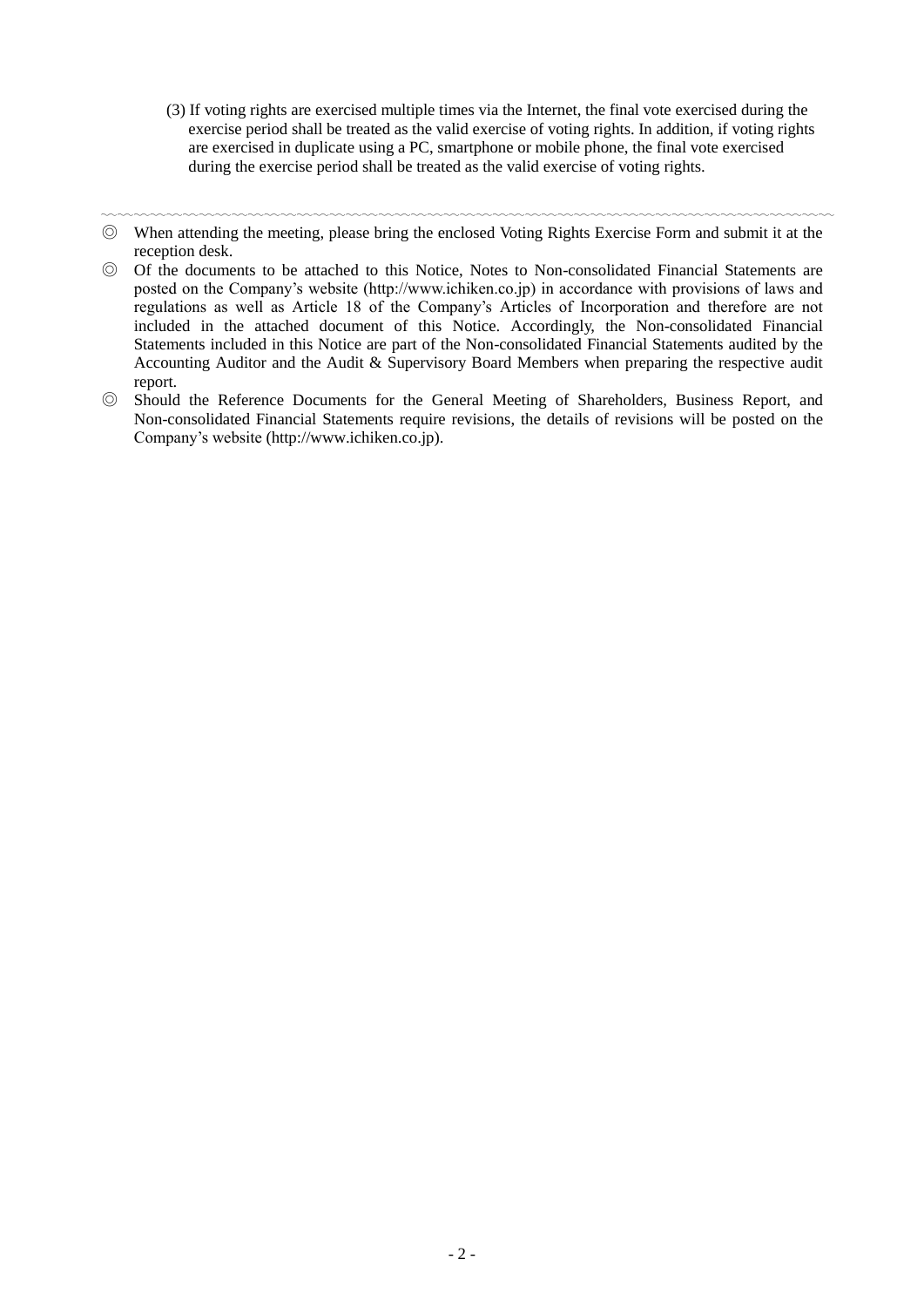(3) If voting rights are exercised multiple times via the Internet, the final vote exercised during the exercise period shall be treated as the valid exercise of voting rights. In addition, if voting rights are exercised in duplicate using a PC, smartphone or mobile phone, the final vote exercised during the exercise period shall be treated as the valid exercise of voting rights.

~~~~~~~~~~~~~~~~~~~~~~~~~~~~~~~~~~~~~~~~~~~~~~~~~~~~~~~~~~~~~~~~~~~~~~~~~~~~~~~~~~~~~~~~~~~~~~~~~~~~~~~~

◎ When attending the meeting, please bring the enclosed Voting Rights Exercise Form and submit it at the reception desk.

◎ Of the documents to be attached to this Notice, Notes to Non-consolidated Financial Statements are posted on the Company's website (http://www.ichiken.co.jp) in accordance with provisions of laws and regulations as well as Article 18 of the Company's Articles of Incorporation and therefore are not included in the attached document of this Notice. Accordingly, the Non-consolidated Financial Statements included in this Notice are part of the Non-consolidated Financial Statements audited by the Accounting Auditor and the Audit & Supervisory Board Members when preparing the respective audit report.

◎ Should the Reference Documents for the General Meeting of Shareholders, Business Report, and Non-consolidated Financial Statements require revisions, the details of revisions will be posted on the Company's website (http://www.ichiken.co.jp).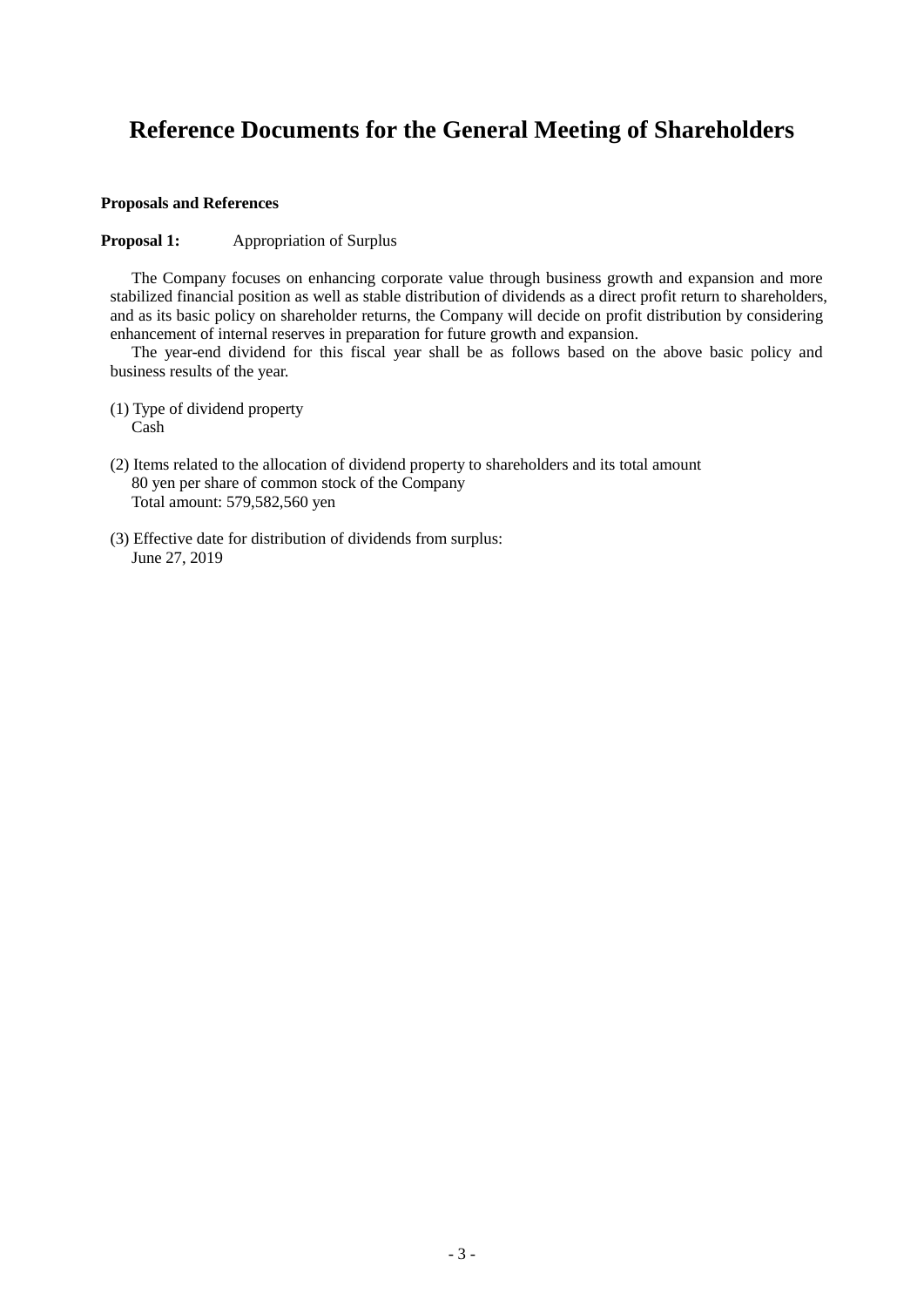# Reference Documents for the General Meeting of Shareholders

**Proposals and References**

**Proposal 1:** Appropriation of Surplus

The Company focuses on enhancing corporate value through business growth and expansion and more stabilized financial position as well as stable distribution of dividends as a direct profit return to shareholders, and as its basic policy on shareholder returns, the Company will decide on profit distribution by considering enhancement of internal reserves in preparation for future growth and expansion.

The year-end dividend for this fiscal year shall be as follows based on the above basic policy and business results of the year.

(1) Type of dividend property
Cash

(2) Items related to the allocation of dividend property to shareholders and its total amount
80 yen per share of common stock of the Company
Total amount: 579,582,560 yen

(3) Effective date for distribution of dividends from surplus:
June 27, 2019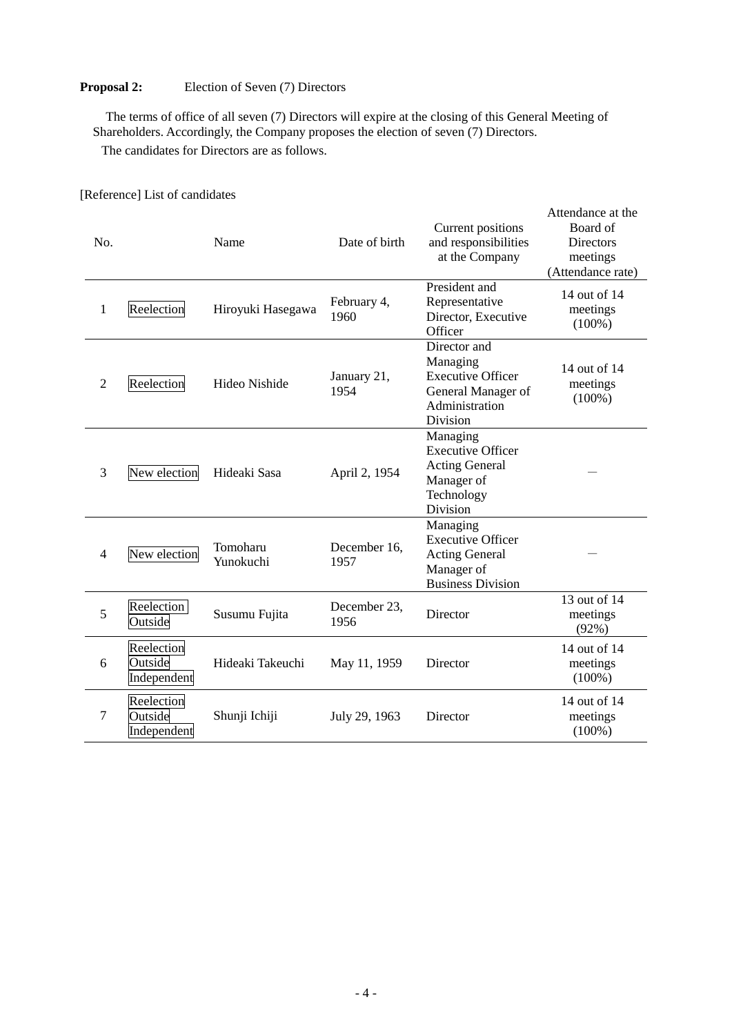**Proposal 2:** Election of Seven (7) Directors

The terms of office of all seven (7) Directors will expire at the closing of this General Meeting of Shareholders. Accordingly, the Company proposes the election of seven (7) Directors.

The candidates for Directors are as follows.

[Reference] List of candidates

| No. | | Name | Date of birth | Current positions and responsibilities at the Company | Attendance at the Board of Directors meetings (Attendance rate) |
|---|---|---|---|---|---|
| 1 | Reelection | Hiroyuki Hasegawa | February 4, 1960 | President and Representative Director, Executive Officer | 14 out of 14 meetings (100%) |
| 2 | Reelection | Hideo Nishide | January 21, 1954 | Director and Managing Executive Officer General Manager of Administration Division | 14 out of 14 meetings (100%) |
| 3 | New election | Hideaki Sasa | April 2, 1954 | Managing Executive Officer Acting General Manager of Technology Division | — |
| 4 | New election | Tomoharu Yunokuchi | December 16, 1957 | Managing Executive Officer Acting General Manager of Business Division | — |
| 5 | Reelection Outside | Susumu Fujita | December 23, 1956 | Director | 13 out of 14 meetings (92%) |
| 6 | Reelection Outside Independent | Hideaki Takeuchi | May 11, 1959 | Director | 14 out of 14 meetings (100%) |
| 7 | Reelection Outside Independent | Shunji Ichiji | July 29, 1963 | Director | 14 out of 14 meetings (100%) |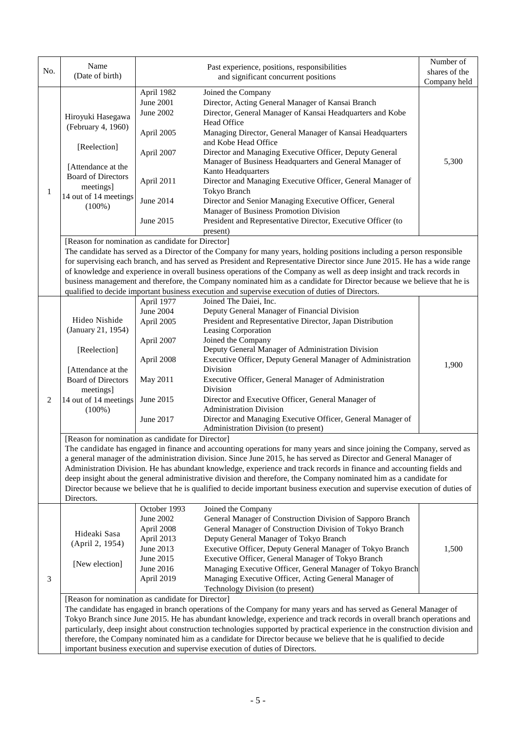| No. | Name (Date of birth) | Past experience, positions, responsibilities and significant concurrent positions | | Number of shares of the Company held |
|---|---|---|---|---|
| 1 | Hiroyuki Hasegawa (February 4, 1960)<br><br>[Reelection]<br><br>[Attendance at the Board of Directors meetings]<br>14 out of 14 meetings (100%) | April 1982<br>June 2001<br>June 2002<br><br>April 2005<br><br>April 2007<br><br><br>April 2011<br><br>June 2014<br><br>June 2015 | Joined the Company<br>Director, Acting General Manager of Kansai Branch<br>Director, General Manager of Kansai Headquarters and Kobe Head Office<br>Managing Director, General Manager of Kansai Headquarters and Kobe Head Office<br>Director and Managing Executive Officer, Deputy General Manager of Business Headquarters and General Manager of Kanto Headquarters<br>Director and Managing Executive Officer, General Manager of Tokyo Branch<br>Director and Senior Managing Executive Officer, General Manager of Business Promotion Division<br>President and Representative Director, Executive Officer (to present) | 5,300 |
| | [Reason for nomination as candidate for Director]<br>The candidate has served as a Director of the Company for many years, holding positions including a person responsible for supervising each branch, and has served as President and Representative Director since June 2015. He has a wide range of knowledge and experience in overall business operations of the Company as well as deep insight and track records in business management and therefore, the Company nominated him as a candidate for Director because we believe that he is qualified to decide important business execution and supervise execution of duties of Directors. | | | |
| 2 | Hideo Nishide (January 21, 1954)<br><br>[Reelection]<br><br>[Attendance at the Board of Directors meetings]<br>14 out of 14 meetings (100%) | April 1977<br>June 2004<br>April 2005<br><br>April 2007<br><br>April 2008<br><br>May 2011<br><br>June 2015<br><br>June 2017 | Joined The Daiei, Inc.<br>Deputy General Manager of Financial Division<br>President and Representative Director, Japan Distribution Leasing Corporation<br>Joined the Company<br>Deputy General Manager of Administration Division<br>Executive Officer, Deputy General Manager of Administration Division<br>Executive Officer, General Manager of Administration Division<br>Director and Executive Officer, General Manager of Administration Division<br>Director and Managing Executive Officer, General Manager of Administration Division (to present) | 1,900 |
| | [Reason for nomination as candidate for Director]<br>The candidate has engaged in finance and accounting operations for many years and since joining the Company, served as a general manager of the administration division. Since June 2015, he has served as Director and General Manager of Administration Division. He has abundant knowledge, experience and track records in finance and accounting fields and deep insight about the general administrative division and therefore, the Company nominated him as a candidate for Director because we believe that he is qualified to decide important business execution and supervise execution of duties of Directors. | | | |
| 3 | Hideaki Sasa (April 2, 1954)<br><br>[New election] | October 1993<br>June 2002<br>April 2008<br>April 2013<br>June 2013<br>June 2015<br>June 2016<br>April 2019 | Joined the Company<br>General Manager of Construction Division of Sapporo Branch<br>General Manager of Construction Division of Tokyo Branch<br>Deputy General Manager of Tokyo Branch<br>Executive Officer, Deputy General Manager of Tokyo Branch<br>Executive Officer, General Manager of Tokyo Branch<br>Managing Executive Officer, General Manager of Tokyo Branch<br>Managing Executive Officer, Acting General Manager of Technology Division (to present) | 1,500 |
| | [Reason for nomination as candidate for Director]<br>The candidate has engaged in branch operations of the Company for many years and has served as General Manager of Tokyo Branch since June 2015. He has abundant knowledge, experience and track records in overall branch operations and particularly, deep insight about construction technologies supported by practical experience in the construction division and therefore, the Company nominated him as a candidate for Director because we believe that he is qualified to decide important business execution and supervise execution of duties of Directors. | | | |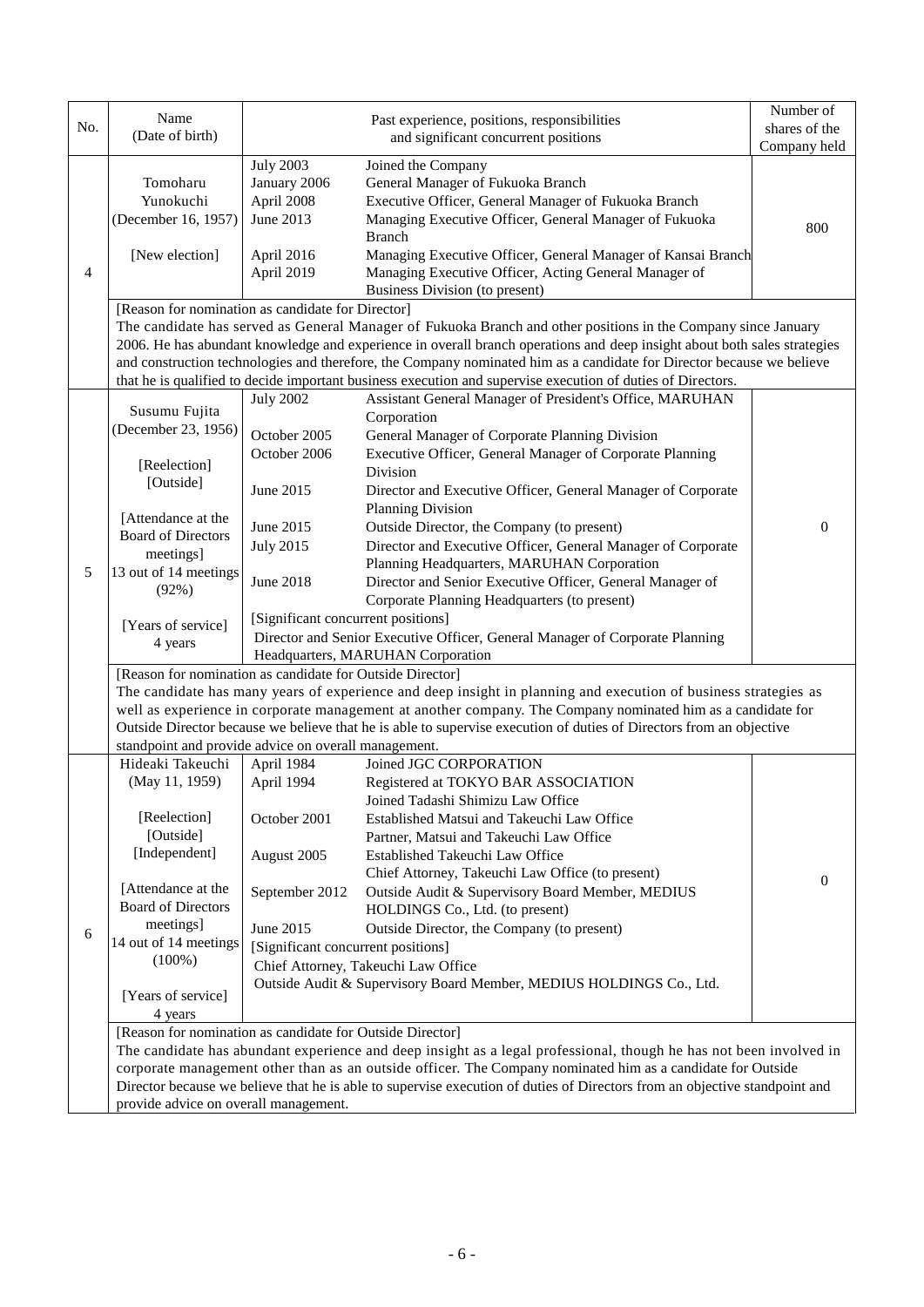| No. | Name (Date of birth) | Past experience, positions, responsibilities and significant concurrent positions | | Number of shares of the Company held |
|---|---|---|---|---|
| 4 | Tomoharu Yunokuchi (December 16, 1957)<br><br>[New election] | July 2003<br>January 2006<br>April 2008<br>June 2013<br><br>April 2016<br>April 2019 | Joined the Company<br>General Manager of Fukuoka Branch<br>Executive Officer, General Manager of Fukuoka Branch<br>Managing Executive Officer, General Manager of Fukuoka Branch<br>Managing Executive Officer, General Manager of Kansai Branch<br>Managing Executive Officer, Acting General Manager of Business Division (to present) | 800 |
| | [Reason for nomination as candidate for Director]<br>The candidate has served as General Manager of Fukuoka Branch and other positions in the Company since January 2006. He has abundant knowledge and experience in overall branch operations and deep insight about both sales strategies and construction technologies and therefore, the Company nominated him as a candidate for Director because we believe that he is qualified to decide important business execution and supervise execution of duties of Directors. | | | |
| 5 | Susumu Fujita (December 23, 1956)<br><br>[Reelection]<br>[Outside]<br><br>[Attendance at the Board of Directors meetings]<br>13 out of 14 meetings (92%)<br><br>[Years of service]<br>4 years | July 2002<br><br>October 2005<br>October 2006<br><br>June 2015<br><br>June 2015<br>July 2015<br><br>June 2018 | Assistant General Manager of President's Office, MARUHAN Corporation<br>General Manager of Corporate Planning Division<br>Executive Officer, General Manager of Corporate Planning Division<br>Director and Executive Officer, General Manager of Corporate Planning Division<br>Outside Director, the Company (to present)<br>Director and Executive Officer, General Manager of Corporate Planning Headquarters, MARUHAN Corporation<br>Director and Senior Executive Officer, General Manager of Corporate Planning Headquarters (to present)<br>[Significant concurrent positions]<br>Director and Senior Executive Officer, General Manager of Corporate Planning Headquarters, MARUHAN Corporation | 0 |
| | [Reason for nomination as candidate for Outside Director]<br>The candidate has many years of experience and deep insight in planning and execution of business strategies as well as experience in corporate management at another company. The Company nominated him as a candidate for Outside Director because we believe that he is able to supervise execution of duties of Directors from an objective standpoint and provide advice on overall management. | | | |
| 6 | Hideaki Takeuchi (May 11, 1959)<br><br>[Reelection]<br>[Outside]<br>[Independent]<br><br>[Attendance at the Board of Directors meetings]<br>14 out of 14 meetings (100%)<br><br>[Years of service]<br>4 years | April 1984<br>April 1994<br><br>October 2001<br><br>August 2005<br><br>September 2012<br><br>June 2015 | Joined JGC CORPORATION<br>Registered at TOKYO BAR ASSOCIATION<br>Joined Tadashi Shimizu Law Office<br>Established Matsui and Takeuchi Law Office<br>Partner, Matsui and Takeuchi Law Office<br>Established Takeuchi Law Office<br>Chief Attorney, Takeuchi Law Office (to present)<br>Outside Audit & Supervisory Board Member, MEDIUS HOLDINGS Co., Ltd. (to present)<br>Outside Director, the Company (to present)<br>[Significant concurrent positions]<br>Chief Attorney, Takeuchi Law Office<br>Outside Audit & Supervisory Board Member, MEDIUS HOLDINGS Co., Ltd. | 0 |
| | [Reason for nomination as candidate for Outside Director]<br>The candidate has abundant experience and deep insight as a legal professional, though he has not been involved in corporate management other than as an outside officer. The Company nominated him as a candidate for Outside Director because we believe that he is able to supervise execution of duties of Directors from an objective standpoint and provide advice on overall management. | | | |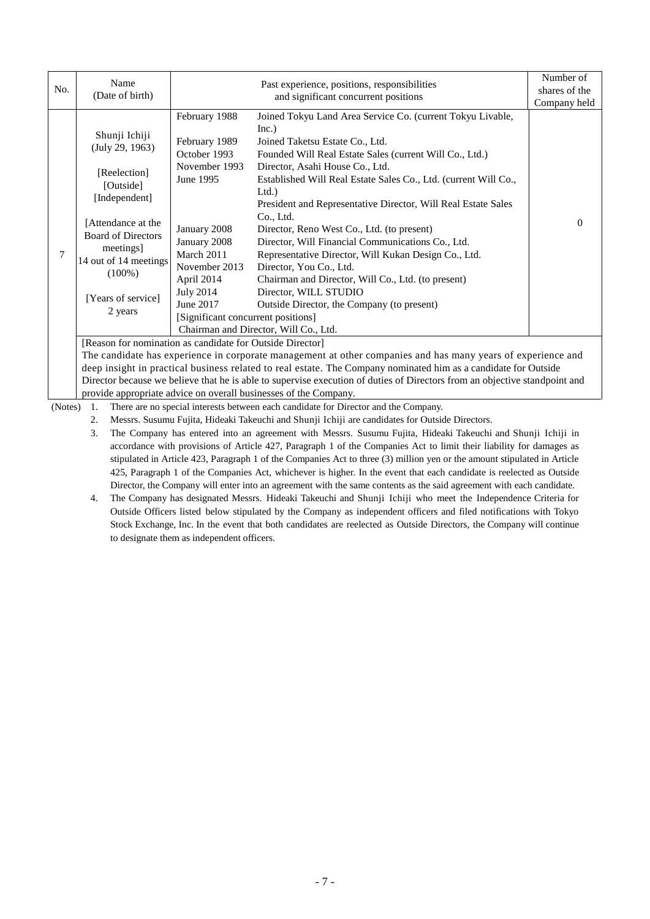| No. | Name (Date of birth) | Past experience, positions, responsibilities and significant concurrent positions | Number of shares of the Company held |
|---|---|---|---|
| 7 | Shunji Ichiji (July 29, 1963)<br><br>[Reelection]<br>[Outside]<br>[Independent]<br><br>[Attendance at the Board of Directors meetings]<br>14 out of 14 meetings (100%)<br><br>[Years of service]<br>2 years | February 1988 Joined Tokyu Land Area Service Co. (current Tokyu Livable, Inc.)<br>February 1989 Joined Taketsu Estate Co., Ltd.<br>October 1993 Founded Will Real Estate Sales (current Will Co., Ltd.)<br>November 1993 Director, Asahi House Co., Ltd.<br>June 1995 Established Will Real Estate Sales Co., Ltd. (current Will Co., Ltd.)<br>President and Representative Director, Will Real Estate Sales Co., Ltd.<br>January 2008 Director, Reno West Co., Ltd. (to present)<br>January 2008 Director, Will Financial Communications Co., Ltd.<br>March 2011 Representative Director, Will Kukan Design Co., Ltd.<br>November 2013 Director, You Co., Ltd.<br>April 2014 Chairman and Director, Will Co., Ltd. (to present)<br>July 2014 Director, WILL STUDIO<br>June 2017 Outside Director, the Company (to present)<br>[Significant concurrent positions]<br>Chairman and Director, Will Co., Ltd. | 0 |
| | [Reason for nomination as candidate for Outside Director]<br>The candidate has experience in corporate management at other companies and has many years of experience and deep insight in practical business related to real estate. The Company nominated him as a candidate for Outside Director because we believe that he is able to supervise execution of duties of Directors from an objective standpoint and provide appropriate advice on overall businesses of the Company. | | |

(Notes)
1. There are no special interests between each candidate for Director and the Company.
2. Messrs. Susumu Fujita, Hideaki Takeuchi and Shunji Ichiji are candidates for Outside Directors.
3. The Company has entered into an agreement with Messrs. Susumu Fujita, Hideaki Takeuchi and Shunji Ichiji in accordance with provisions of Article 427, Paragraph 1 of the Companies Act to limit their liability for damages as stipulated in Article 423, Paragraph 1 of the Companies Act to three (3) million yen or the amount stipulated in Article 425, Paragraph 1 of the Companies Act, whichever is higher. In the event that each candidate is reelected as Outside Director, the Company will enter into an agreement with the same contents as the said agreement with each candidate.
4. The Company has designated Messrs. Hideaki Takeuchi and Shunji Ichiji who meet the Independence Criteria for Outside Officers listed below stipulated by the Company as independent officers and filed notifications with Tokyo Stock Exchange, Inc. In the event that both candidates are reelected as Outside Directors, the Company will continue to designate them as independent officers.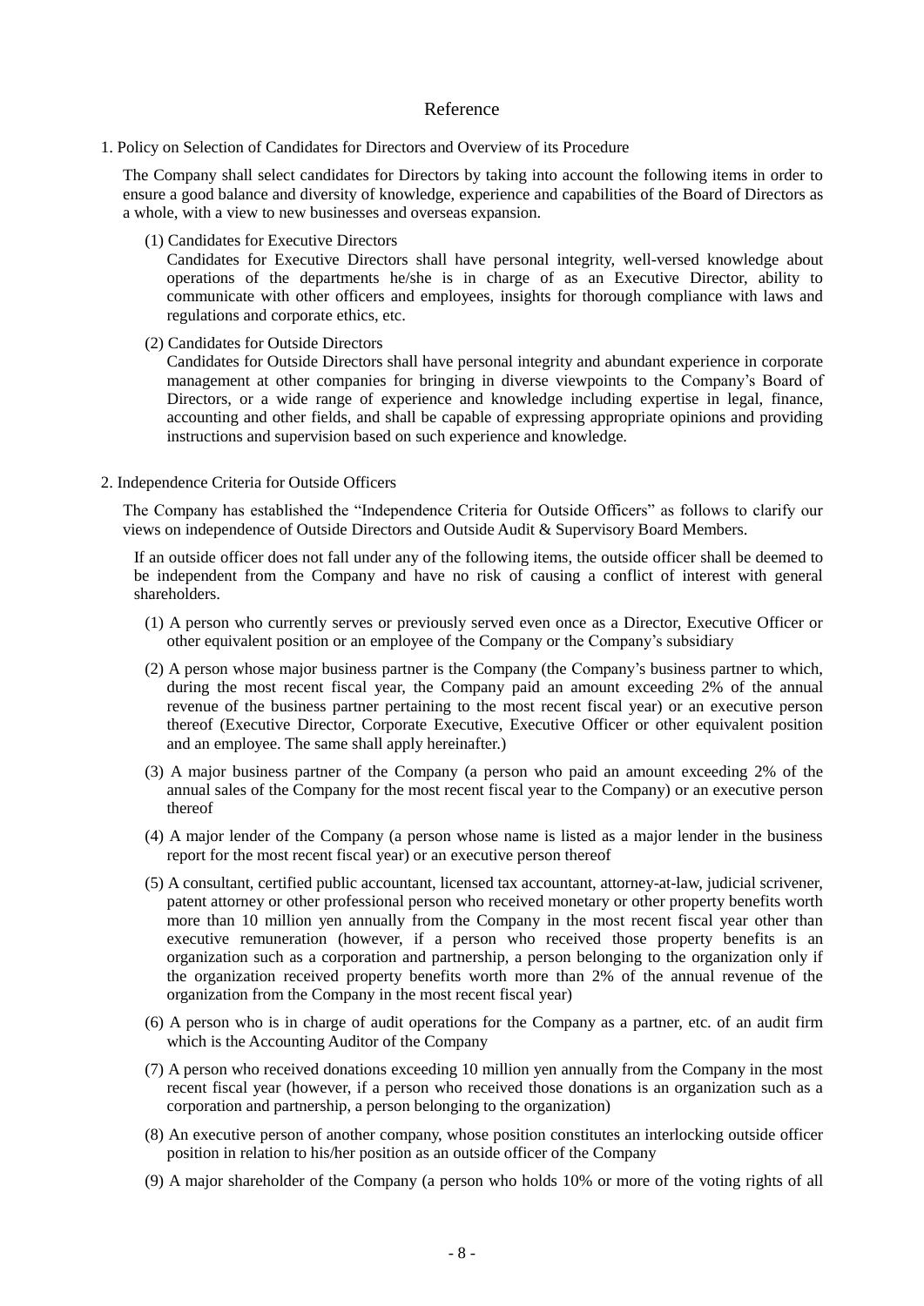# Reference

## 1. Policy on Selection of Candidates for Directors and Overview of its Procedure

The Company shall select candidates for Directors by taking into account the following items in order to ensure a good balance and diversity of knowledge, experience and capabilities of the Board of Directors as a whole, with a view to new businesses and overseas expansion.

(1) Candidates for Executive Directors

Candidates for Executive Directors shall have personal integrity, well-versed knowledge about operations of the departments he/she is in charge of as an Executive Director, ability to communicate with other officers and employees, insights for thorough compliance with laws and regulations and corporate ethics, etc.

(2) Candidates for Outside Directors

Candidates for Outside Directors shall have personal integrity and abundant experience in corporate management at other companies for bringing in diverse viewpoints to the Company's Board of Directors, or a wide range of experience and knowledge including expertise in legal, finance, accounting and other fields, and shall be capable of expressing appropriate opinions and providing instructions and supervision based on such experience and knowledge.

## 2. Independence Criteria for Outside Officers

The Company has established the "Independence Criteria for Outside Officers" as follows to clarify our views on independence of Outside Directors and Outside Audit & Supervisory Board Members.

If an outside officer does not fall under any of the following items, the outside officer shall be deemed to be independent from the Company and have no risk of causing a conflict of interest with general shareholders.

(1) A person who currently serves or previously served even once as a Director, Executive Officer or other equivalent position or an employee of the Company or the Company's subsidiary

(2) A person whose major business partner is the Company (the Company's business partner to which, during the most recent fiscal year, the Company paid an amount exceeding 2% of the annual revenue of the business partner pertaining to the most recent fiscal year) or an executive person thereof (Executive Director, Corporate Executive, Executive Officer or other equivalent position and an employee. The same shall apply hereinafter.)

(3) A major business partner of the Company (a person who paid an amount exceeding 2% of the annual sales of the Company for the most recent fiscal year to the Company) or an executive person thereof

(4) A major lender of the Company (a person whose name is listed as a major lender in the business report for the most recent fiscal year) or an executive person thereof

(5) A consultant, certified public accountant, licensed tax accountant, attorney-at-law, judicial scrivener, patent attorney or other professional person who received monetary or other property benefits worth more than 10 million yen annually from the Company in the most recent fiscal year other than executive remuneration (however, if a person who received those property benefits is an organization such as a corporation and partnership, a person belonging to the organization only if the organization received property benefits worth more than 2% of the annual revenue of the organization from the Company in the most recent fiscal year)

(6) A person who is in charge of audit operations for the Company as a partner, etc. of an audit firm which is the Accounting Auditor of the Company

(7) A person who received donations exceeding 10 million yen annually from the Company in the most recent fiscal year (however, if a person who received those donations is an organization such as a corporation and partnership, a person belonging to the organization)

(8) An executive person of another company, whose position constitutes an interlocking outside officer position in relation to his/her position as an outside officer of the Company

(9) A major shareholder of the Company (a person who holds 10% or more of the voting rights of all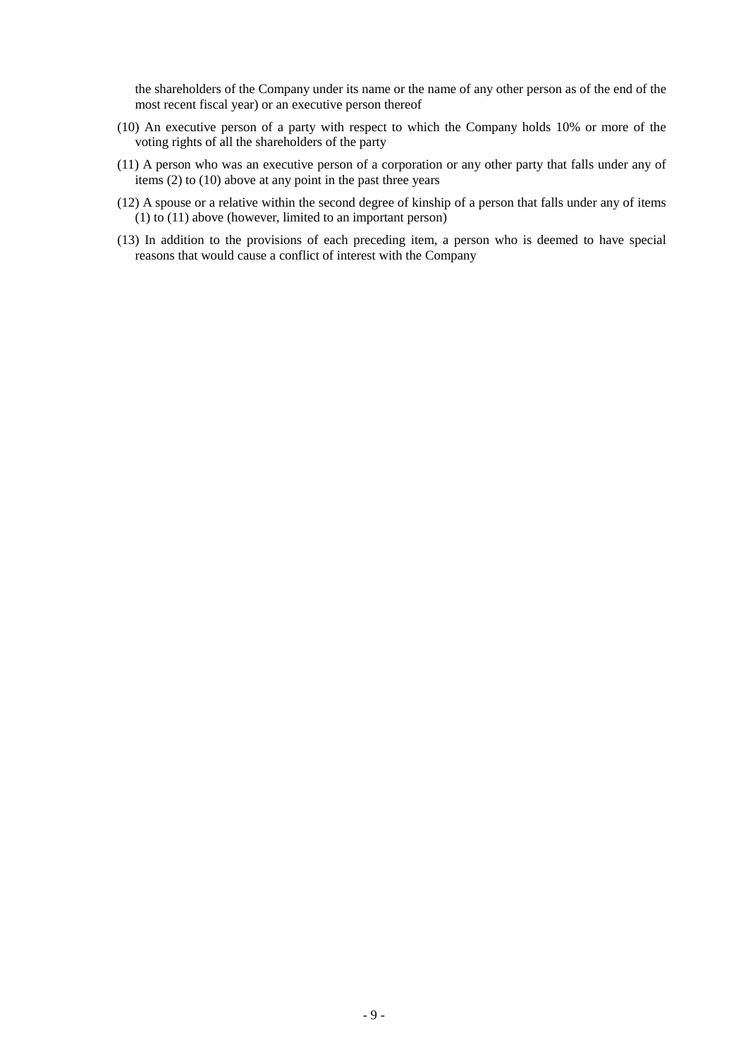the shareholders of the Company under its name or the name of any other person as of the end of the most recent fiscal year) or an executive person thereof

(10) An executive person of a party with respect to which the Company holds 10% or more of the voting rights of all the shareholders of the party

(11) A person who was an executive person of a corporation or any other party that falls under any of items (2) to (10) above at any point in the past three years

(12) A spouse or a relative within the second degree of kinship of a person that falls under any of items (1) to (11) above (however, limited to an important person)

(13) In addition to the provisions of each preceding item, a person who is deemed to have special reasons that would cause a conflict of interest with the Company